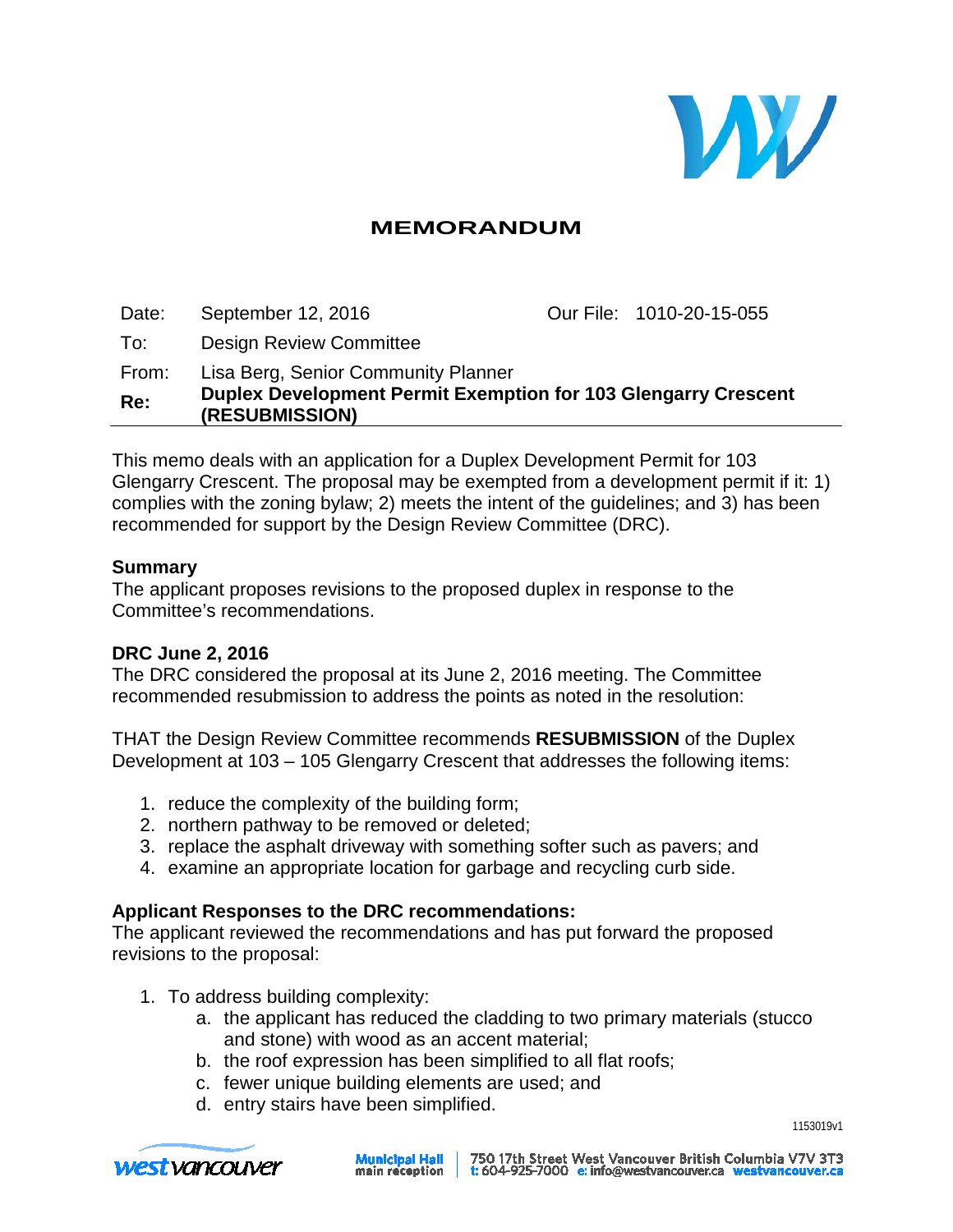# MEMORANDUM

| | | | |
|---|---|---|---|
| Date: | September 12, 2016 | Our File: | 1010-20-15-055 |
| To: | Design Review Committee | | |
| From: | Lisa Berg, Senior Community Planner | | |
| **Re:** | **Duplex Development Permit Exemption for 103 Glengarry Crescent (RESUBMISSION)** | | |

This memo deals with an application for a Duplex Development Permit for 103 Glengarry Crescent. The proposal may be exempted from a development permit if it: 1) complies with the zoning bylaw; 2) meets the intent of the guidelines; and 3) has been recommended for support by the Design Review Committee (DRC).

**Summary**

The applicant proposes revisions to the proposed duplex in response to the Committee's recommendations.

**DRC June 2, 2016**

The DRC considered the proposal at its June 2, 2016 meeting. The Committee recommended resubmission to address the points as noted in the resolution:

THAT the Design Review Committee recommends **RESUBMISSION** of the Duplex Development at 103 – 105 Glengarry Crescent that addresses the following items:

1. reduce the complexity of the building form;
2. northern pathway to be removed or deleted;
3. replace the asphalt driveway with something softer such as pavers; and
4. examine an appropriate location for garbage and recycling curb side.

**Applicant Responses to the DRC recommendations:**

The applicant reviewed the recommendations and has put forward the proposed revisions to the proposal:

1. To address building complexity:
   a. the applicant has reduced the cladding to two primary materials (stucco and stone) with wood as an accent material;
   b. the roof expression has been simplified to all flat roofs;
   c. fewer unique building elements are used; and
   d. entry stairs have been simplified.

1153019v1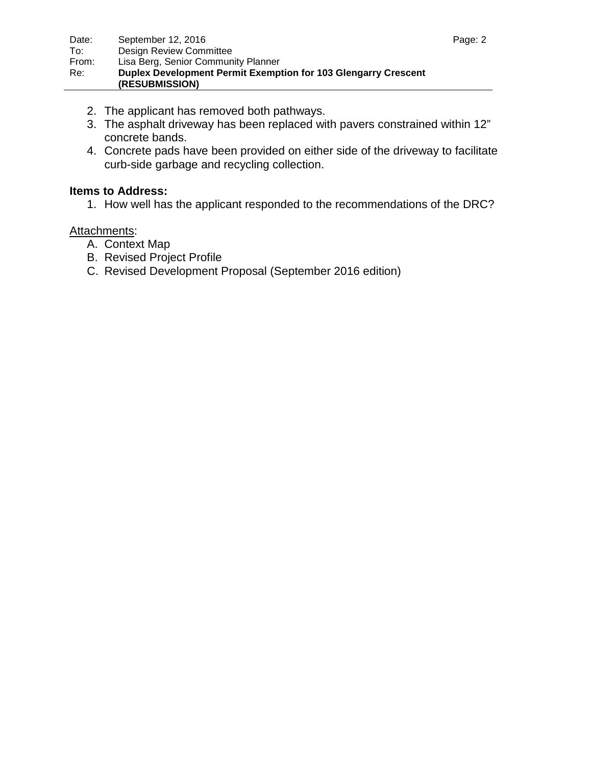2. The applicant has removed both pathways.
3. The asphalt driveway has been replaced with pavers constrained within 12" concrete bands.
4. Concrete pads have been provided on either side of the driveway to facilitate curb-side garbage and recycling collection.

**Items to Address:**

1. How well has the applicant responded to the recommendations of the DRC?

Attachments:

A. Context Map
B. Revised Project Profile
C. Revised Development Proposal (September 2016 edition)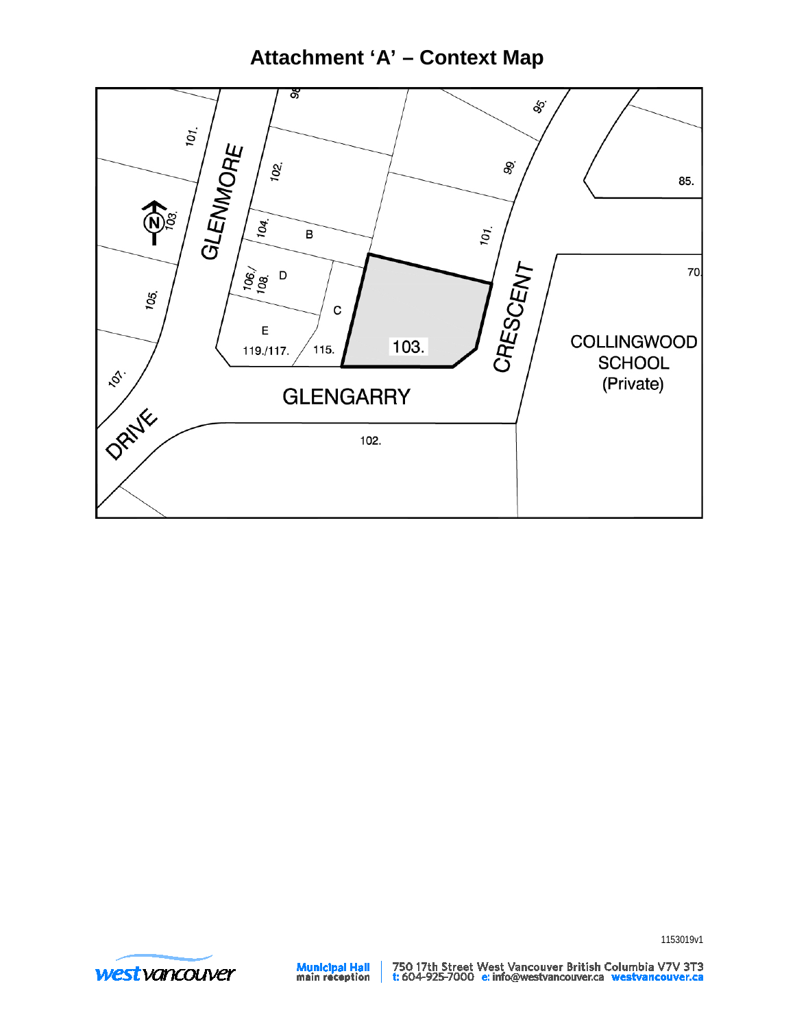# Attachment 'A' – Context Map

1153019v1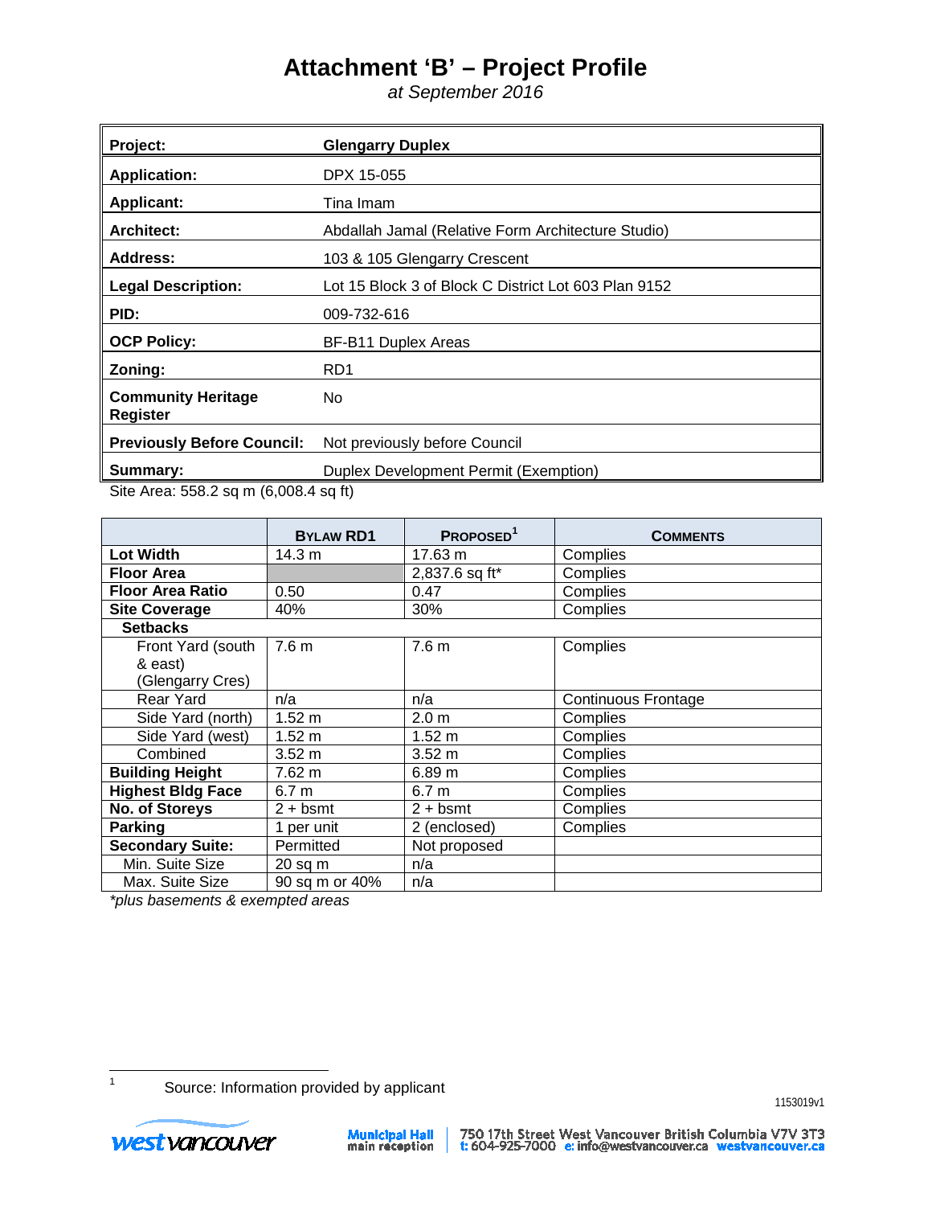# Attachment 'B' – Project Profile

*at September 2016*

| | |
|---|---|
| **Project:** | **Glengarry Duplex** |
| **Application:** | DPX 15-055 |
| **Applicant:** | Tina Imam |
| **Architect:** | Abdallah Jamal (Relative Form Architecture Studio) |
| **Address:** | 103 & 105 Glengarry Crescent |
| **Legal Description:** | Lot 15 Block 3 of Block C District Lot 603 Plan 9152 |
| **PID:** | 009-732-616 |
| **OCP Policy:** | BF-B11 Duplex Areas |
| **Zoning:** | RD1 |
| **Community Heritage Register** | No |
| **Previously Before Council:** | Not previously before Council |
| **Summary:** | Duplex Development Permit (Exemption) |

Site Area: 558.2 sq m (6,008.4 sq ft)

| | BYLAW RD1 | PROPOSED[1] | COMMENTS |
|---|---|---|---|
| **Lot Width** | 14.3 m | 17.63 m | Complies |
| **Floor Area** | | 2,837.6 sq ft* | Complies |
| **Floor Area Ratio** | 0.50 | 0.47 | Complies |
| **Site Coverage** | 40% | 30% | Complies |
| **Setbacks** | | | |
| Front Yard (south & east) (Glengarry Cres) | 7.6 m | 7.6 m | Complies |
| Rear Yard | n/a | n/a | Continuous Frontage |
| Side Yard (north) | 1.52 m | 2.0 m | Complies |
| Side Yard (west) | 1.52 m | 1.52 m | Complies |
| Combined | 3.52 m | 3.52 m | Complies |
| **Building Height** | 7.62 m | 6.89 m | Complies |
| **Highest Bldg Face** | 6.7 m | 6.7 m | Complies |
| **No. of Storeys** | 2 + bsmt | 2 + bsmt | Complies |
| **Parking** | 1 per unit | 2 (enclosed) | Complies |
| **Secondary Suite:** | Permitted | Not proposed | |
| Min. Suite Size | 20 sq m | n/a | |
| Max. Suite Size | 90 sq m or 40% | n/a | |

*\*plus basements & exempted areas*

[1] Source: Information provided by applicant

1153019v1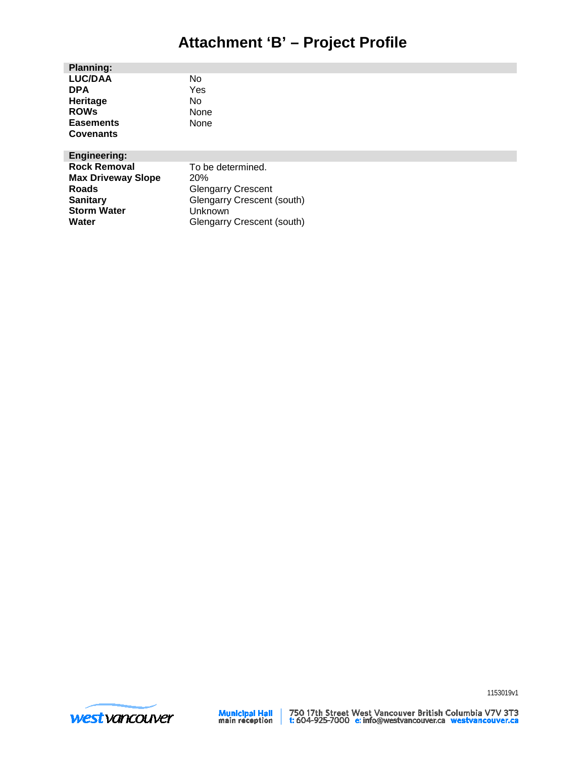# Attachment ‘B’ – Project Profile

| | |
|---|---|
| **Planning:** | |
| **LUC/DAA** | No |
| **DPA** | Yes |
| **Heritage** | No |
| **ROWs** | None |
| **Easements** | None |
| **Covenants** | |

| | |
|---|---|
| **Engineering:** | |
| **Rock Removal** | To be determined. |
| **Max Driveway Slope** | 20% |
| **Roads** | Glengarry Crescent |
| **Sanitary** | Glengarry Crescent (south) |
| **Storm Water** | Unknown |
| **Water** | Glengarry Crescent (south) |

1153019v1